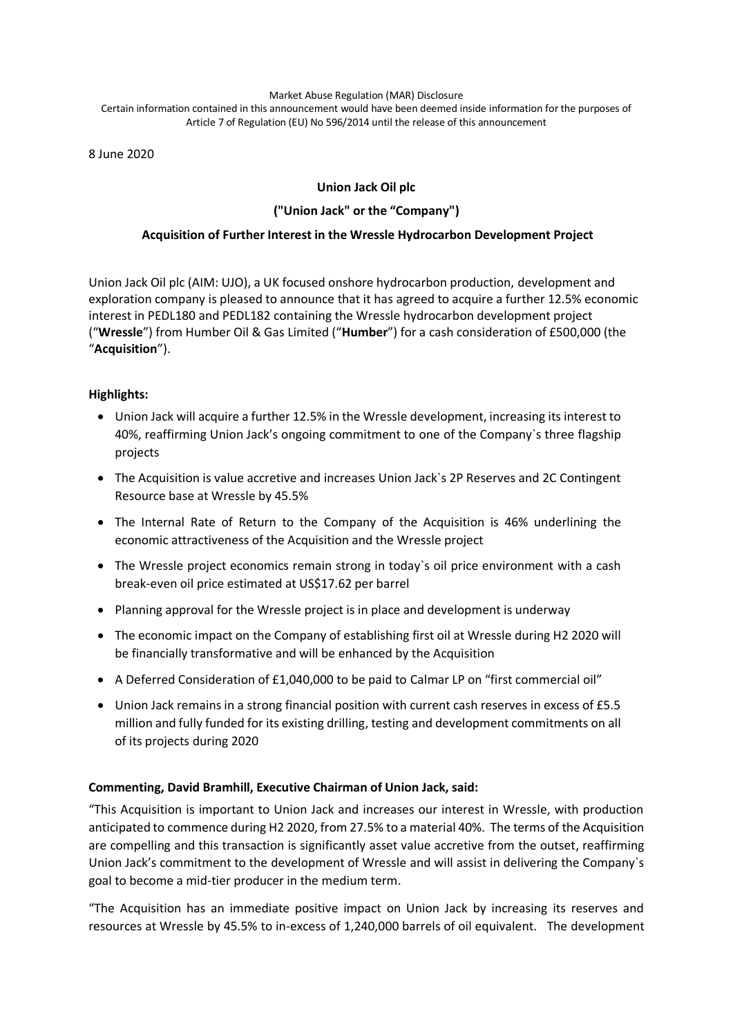Market Abuse Regulation (MAR) Disclosure

Certain information contained in this announcement would have been deemed inside information for the purposes of Article 7 of Regulation (EU) No 596/2014 until the release of this announcement

8 June 2020

**Union Jack Oil plc**

**("Union Jack" or the "Company")**

**Acquisition of Further Interest in the Wressle Hydrocarbon Development Project**

Union Jack Oil plc (AIM: UJO), a UK focused onshore hydrocarbon production, development and exploration company is pleased to announce that it has agreed to acquire a further 12.5% economic interest in PEDL180 and PEDL182 containing the Wressle hydrocarbon development project ("**Wressle**") from Humber Oil & Gas Limited ("**Humber**") for a cash consideration of £500,000 (the "**Acquisition**").

**Highlights:**

- Union Jack will acquire a further 12.5% in the Wressle development, increasing its interest to 40%, reaffirming Union Jack's ongoing commitment to one of the Company`s three flagship projects
- The Acquisition is value accretive and increases Union Jack`s 2P Reserves and 2C Contingent Resource base at Wressle by 45.5%
- The Internal Rate of Return to the Company of the Acquisition is 46% underlining the economic attractiveness of the Acquisition and the Wressle project
- The Wressle project economics remain strong in today`s oil price environment with a cash break-even oil price estimated at US$17.62 per barrel
- Planning approval for the Wressle project is in place and development is underway
- The economic impact on the Company of establishing first oil at Wressle during H2 2020 will be financially transformative and will be enhanced by the Acquisition
- A Deferred Consideration of £1,040,000 to be paid to Calmar LP on "first commercial oil"
- Union Jack remains in a strong financial position with current cash reserves in excess of £5.5 million and fully funded for its existing drilling, testing and development commitments on all of its projects during 2020

**Commenting, David Bramhill, Executive Chairman of Union Jack, said:**

"This Acquisition is important to Union Jack and increases our interest in Wressle, with production anticipated to commence during H2 2020, from 27.5% to a material 40%. The terms of the Acquisition are compelling and this transaction is significantly asset value accretive from the outset, reaffirming Union Jack's commitment to the development of Wressle and will assist in delivering the Company`s goal to become a mid-tier producer in the medium term.

"The Acquisition has an immediate positive impact on Union Jack by increasing its reserves and resources at Wressle by 45.5% to in-excess of 1,240,000 barrels of oil equivalent. The development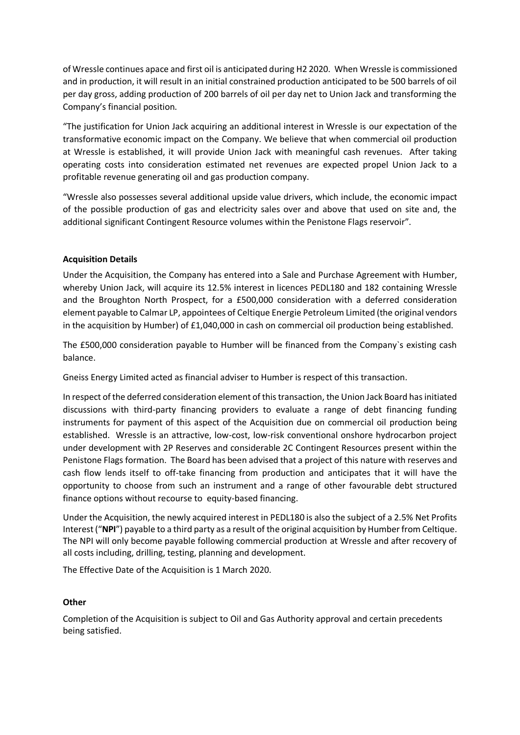of Wressle continues apace and first oil is anticipated during H2 2020. When Wressle is commissioned and in production, it will result in an initial constrained production anticipated to be 500 barrels of oil per day gross, adding production of 200 barrels of oil per day net to Union Jack and transforming the Company's financial position.

"The justification for Union Jack acquiring an additional interest in Wressle is our expectation of the transformative economic impact on the Company. We believe that when commercial oil production at Wressle is established, it will provide Union Jack with meaningful cash revenues. After taking operating costs into consideration estimated net revenues are expected propel Union Jack to a profitable revenue generating oil and gas production company.

"Wressle also possesses several additional upside value drivers, which include, the economic impact of the possible production of gas and electricity sales over and above that used on site and, the additional significant Contingent Resource volumes within the Penistone Flags reservoir".

**Acquisition Details**

Under the Acquisition, the Company has entered into a Sale and Purchase Agreement with Humber, whereby Union Jack, will acquire its 12.5% interest in licences PEDL180 and 182 containing Wressle and the Broughton North Prospect, for a £500,000 consideration with a deferred consideration element payable to Calmar LP, appointees of Celtique Energie Petroleum Limited (the original vendors in the acquisition by Humber) of £1,040,000 in cash on commercial oil production being established.

The £500,000 consideration payable to Humber will be financed from the Company`s existing cash balance.

Gneiss Energy Limited acted as financial adviser to Humber is respect of this transaction.

In respect of the deferred consideration element of this transaction, the Union Jack Board has initiated discussions with third-party financing providers to evaluate a range of debt financing funding instruments for payment of this aspect of the Acquisition due on commercial oil production being established. Wressle is an attractive, low-cost, low-risk conventional onshore hydrocarbon project under development with 2P Reserves and considerable 2C Contingent Resources present within the Penistone Flags formation. The Board has been advised that a project of this nature with reserves and cash flow lends itself to off-take financing from production and anticipates that it will have the opportunity to choose from such an instrument and a range of other favourable debt structured finance options without recourse to equity-based financing.

Under the Acquisition, the newly acquired interest in PEDL180 is also the subject of a 2.5% Net Profits Interest ("**NPI**") payable to a third party as a result of the original acquisition by Humber from Celtique. The NPI will only become payable following commercial production at Wressle and after recovery of all costs including, drilling, testing, planning and development.

The Effective Date of the Acquisition is 1 March 2020.

**Other**

Completion of the Acquisition is subject to Oil and Gas Authority approval and certain precedents being satisfied.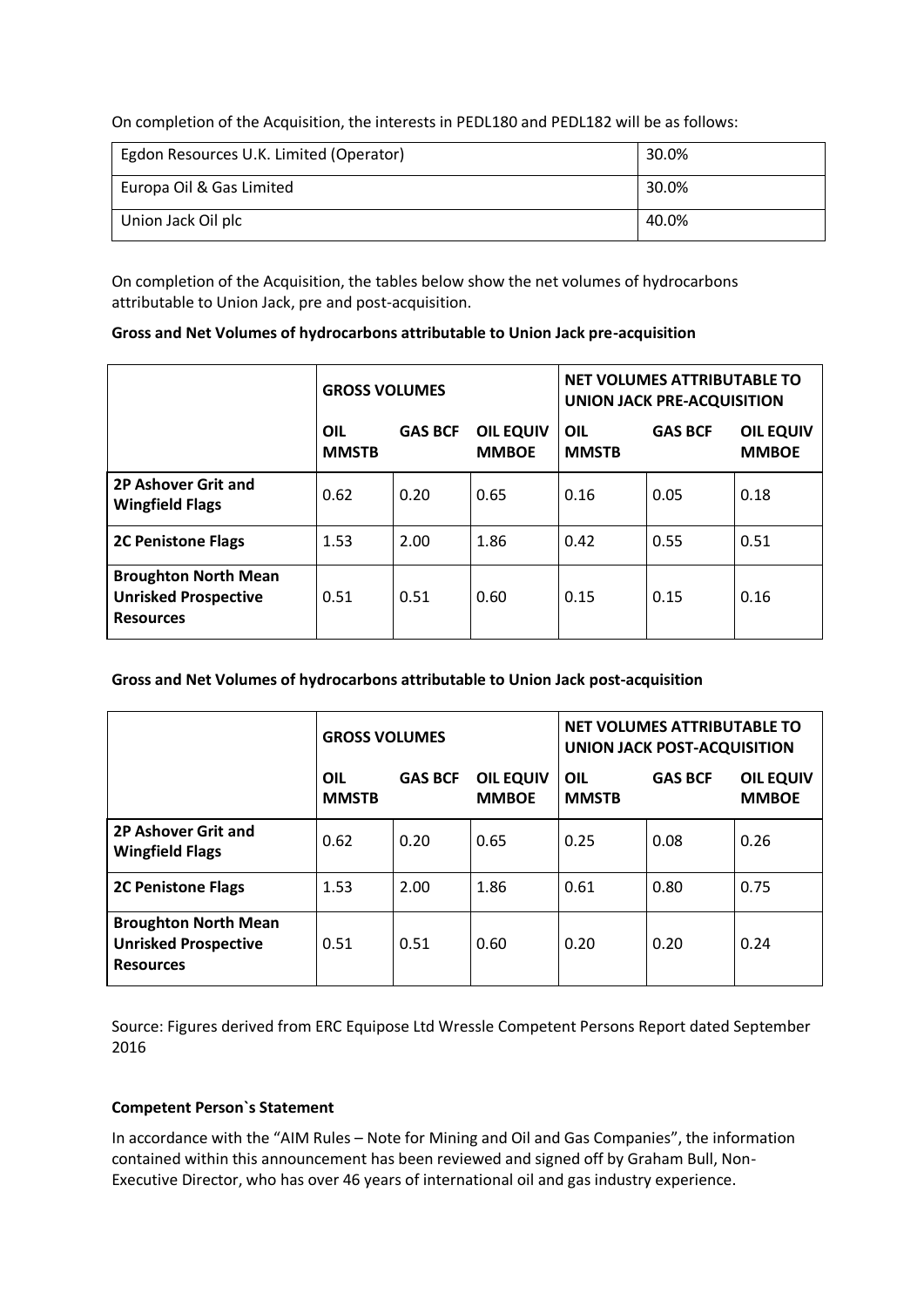On completion of the Acquisition, the interests in PEDL180 and PEDL182 will be as follows:

| | |
|---|---|
| Egdon Resources U.K. Limited (Operator) | 30.0% |
| Europa Oil & Gas Limited | 30.0% |
| Union Jack Oil plc | 40.0% |

On completion of the Acquisition, the tables below show the net volumes of hydrocarbons attributable to Union Jack, pre and post-acquisition.

**Gross and Net Volumes of hydrocarbons attributable to Union Jack pre-acquisition**

| | **GROSS VOLUMES** | | | **NET VOLUMES ATTRIBUTABLE TO UNION JACK PRE-ACQUISITION** | | |
|---|---|---|---|---|---|---|
| | **OIL MMSTB** | **GAS BCF** | **OIL EQUIV MMBOE** | **OIL MMSTB** | **GAS BCF** | **OIL EQUIV MMBOE** |
| **2P Ashover Grit and Wingfield Flags** | 0.62 | 0.20 | 0.65 | 0.16 | 0.05 | 0.18 |
| **2C Penistone Flags** | 1.53 | 2.00 | 1.86 | 0.42 | 0.55 | 0.51 |
| **Broughton North Mean Unrisked Prospective Resources** | 0.51 | 0.51 | 0.60 | 0.15 | 0.15 | 0.16 |

**Gross and Net Volumes of hydrocarbons attributable to Union Jack post-acquisition**

| | **GROSS VOLUMES** | | | **NET VOLUMES ATTRIBUTABLE TO UNION JACK POST-ACQUISITION** | | |
|---|---|---|---|---|---|---|
| | **OIL MMSTB** | **GAS BCF** | **OIL EQUIV MMBOE** | **OIL MMSTB** | **GAS BCF** | **OIL EQUIV MMBOE** |
| **2P Ashover Grit and Wingfield Flags** | 0.62 | 0.20 | 0.65 | 0.25 | 0.08 | 0.26 |
| **2C Penistone Flags** | 1.53 | 2.00 | 1.86 | 0.61 | 0.80 | 0.75 |
| **Broughton North Mean Unrisked Prospective Resources** | 0.51 | 0.51 | 0.60 | 0.20 | 0.20 | 0.24 |

Source: Figures derived from ERC Equipose Ltd Wressle Competent Persons Report dated September 2016

**Competent Person`s Statement**

In accordance with the "AIM Rules – Note for Mining and Oil and Gas Companies", the information contained within this announcement has been reviewed and signed off by Graham Bull, Non-Executive Director, who has over 46 years of international oil and gas industry experience.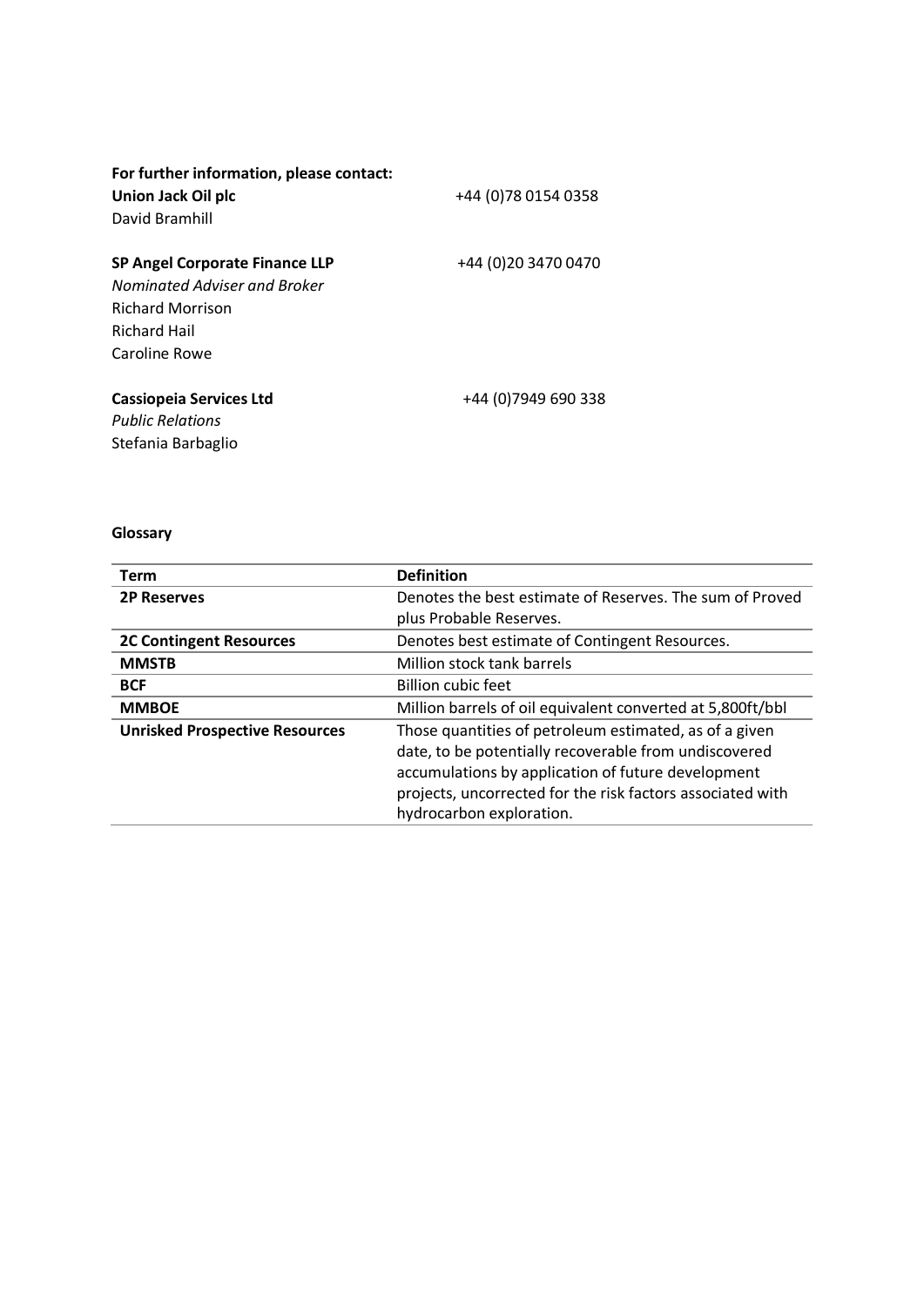**For further information, please contact:**

| | |
|---|---|
| **Union Jack Oil plc** | +44 (0)78 0154 0358 |
| David Bramhill | |
| | |
| **SP Angel Corporate Finance LLP** | +44 (0)20 3470 0470 |
| *Nominated Adviser and Broker* | |
| Richard Morrison | |
| Richard Hail | |
| Caroline Rowe | |
| | |
| **Cassiopeia Services Ltd** | +44 (0)7949 690 338 |
| *Public Relations* | |
| Stefania Barbaglio | |

**Glossary**

| Term | Definition |
|---|---|
| **2P Reserves** | Denotes the best estimate of Reserves. The sum of Proved plus Probable Reserves. |
| **2C Contingent Resources** | Denotes best estimate of Contingent Resources. |
| **MMSTB** | Million stock tank barrels |
| **BCF** | Billion cubic feet |
| **MMBOE** | Million barrels of oil equivalent converted at 5,800ft/bbl |
| **Unrisked Prospective Resources** | Those quantities of petroleum estimated, as of a given date, to be potentially recoverable from undiscovered accumulations by application of future development projects, uncorrected for the risk factors associated with hydrocarbon exploration. |